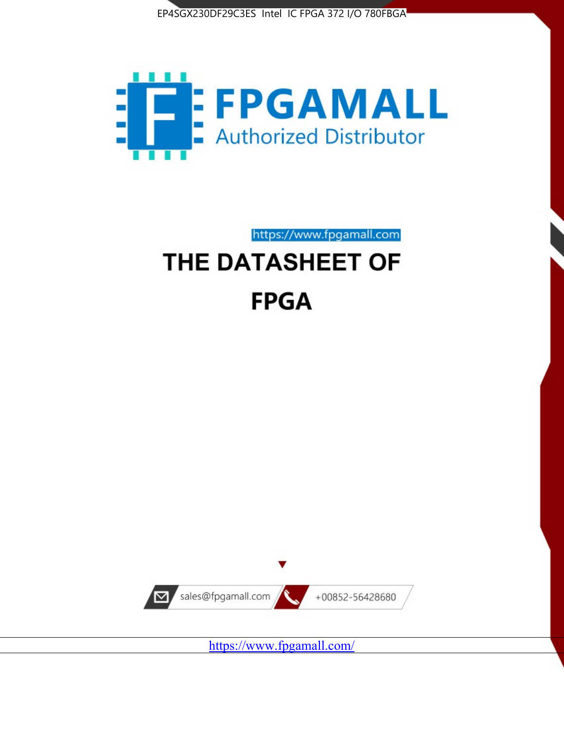EP4SGX230DF29C3ES Intel IC FPGA 372 I/O 780FBGA

FPGAMALL

Authorized Distributor

https://www.fpgamall.com

# THE DATASHEET OF

# FPGA

sales@fpgamall.com

+00852-56428680

https://www.fpgamall.com/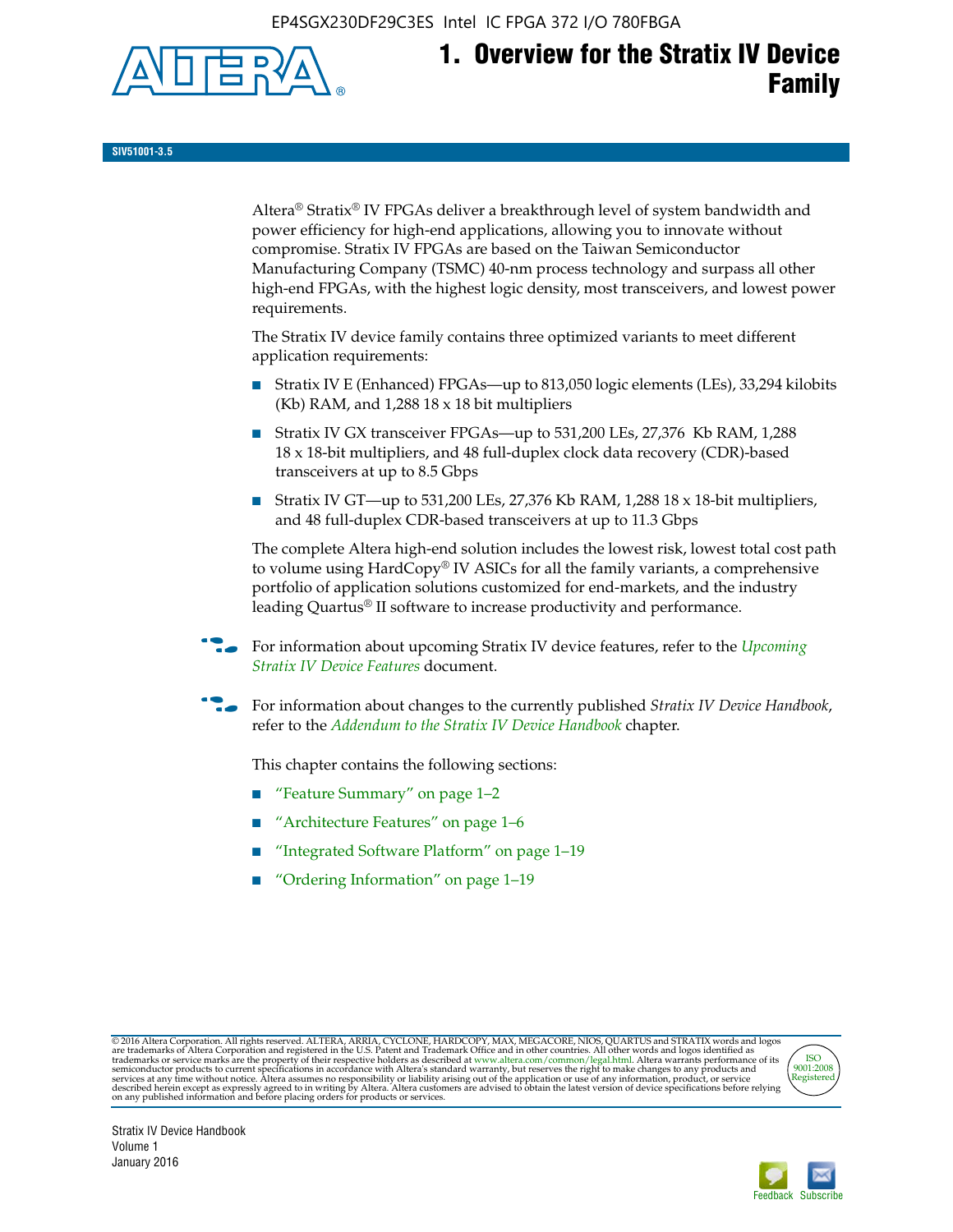# 1. Overview for the Stratix IV Device Family

SIV51001-3.5

Altera® Stratix® IV FPGAs deliver a breakthrough level of system bandwidth and power efficiency for high-end applications, allowing you to innovate without compromise. Stratix IV FPGAs are based on the Taiwan Semiconductor Manufacturing Company (TSMC) 40-nm process technology and surpass all other high-end FPGAs, with the highest logic density, most transceivers, and lowest power requirements.

The Stratix IV device family contains three optimized variants to meet different application requirements:

- Stratix IV E (Enhanced) FPGAs—up to 813,050 logic elements (LEs), 33,294 kilobits (Kb) RAM, and 1,288 18 x 18 bit multipliers
- Stratix IV GX transceiver FPGAs—up to 531,200 LEs, 27,376 Kb RAM, 1,288 18 x 18-bit multipliers, and 48 full-duplex clock data recovery (CDR)-based transceivers at up to 8.5 Gbps
- Stratix IV GT—up to 531,200 LEs, 27,376 Kb RAM, 1,288 18 x 18-bit multipliers, and 48 full-duplex CDR-based transceivers at up to 11.3 Gbps

The complete Altera high-end solution includes the lowest risk, lowest total cost path to volume using HardCopy® IV ASICs for all the family variants, a comprehensive portfolio of application solutions customized for end-markets, and the industry leading Quartus® II software to increase productivity and performance.

For information about upcoming Stratix IV device features, refer to the *Upcoming Stratix IV Device Features* document.

For information about changes to the currently published *Stratix IV Device Handbook*, refer to the *Addendum to the Stratix IV Device Handbook* chapter.

This chapter contains the following sections:

- "Feature Summary" on page 1–2
- "Architecture Features" on page 1–6
- "Integrated Software Platform" on page 1–19
- "Ordering Information" on page 1–19

© 2016 Altera Corporation. All rights reserved. ALTERA, ARRIA, CYCLONE, HARDCOPY, MAX, MEGACORE, NIOS, QUARTUS and STRATIX words and logos are trademarks of Altera Corporation and registered in the U.S. Patent and Trademark Office and in other countries. All other words and logos identified as trademarks or service marks are the property of their respective holders as described at www.altera.com/common/legal.html. Altera warrants performance of its semiconductor products to current specifications in accordance with Altera's standard warranty, but reserves the right to make changes to any products and services at any time without notice. Altera assumes no responsibility or liability arising out of the application or use of any information, product, or service described herein except as expressly agreed to in writing by Altera. Altera customers are advised to obtain the latest version of device specifications before relying on any published information and before placing orders for products or services.

ISO 9001:2008 Registered

Stratix IV Device Handbook
Volume 1
January 2016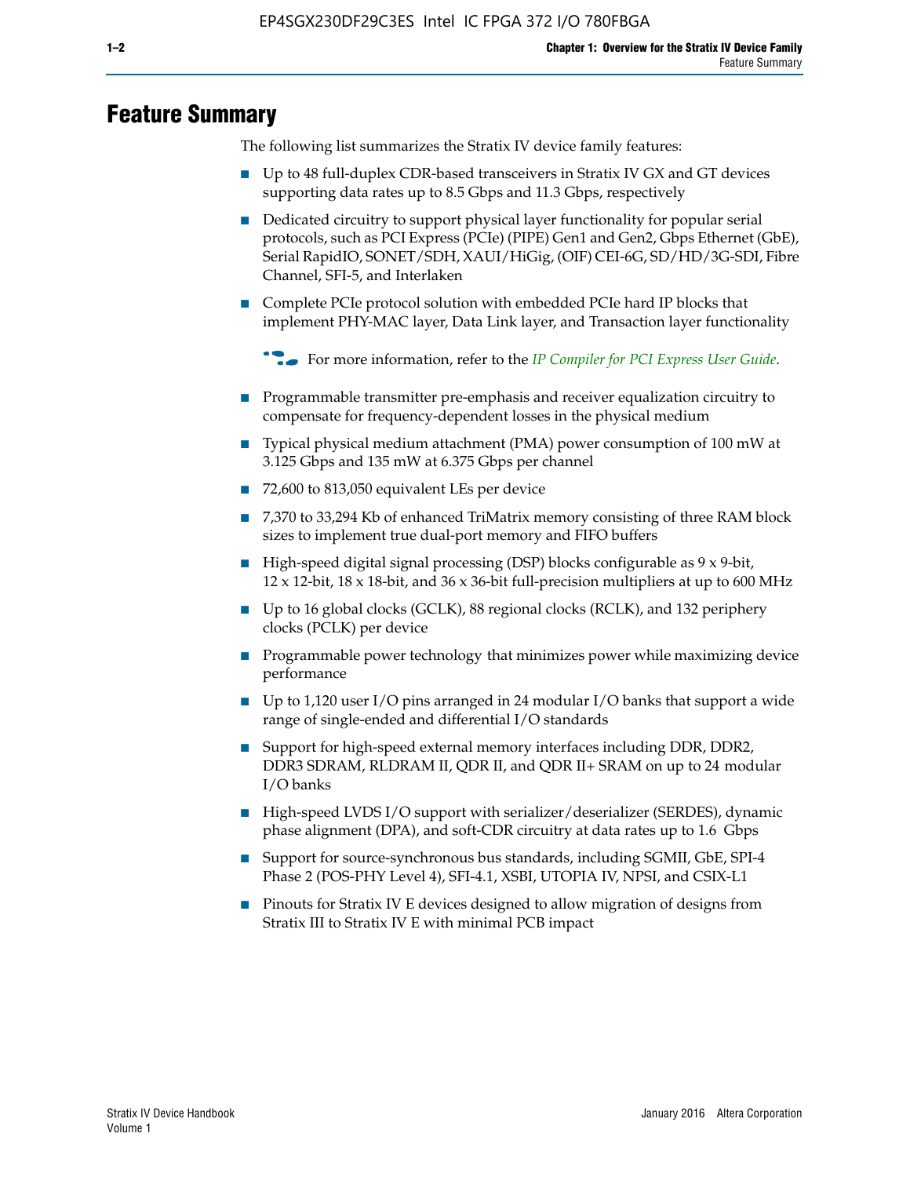# Feature Summary

The following list summarizes the Stratix IV device family features:

- Up to 48 full-duplex CDR-based transceivers in Stratix IV GX and GT devices supporting data rates up to 8.5 Gbps and 11.3 Gbps, respectively
- Dedicated circuitry to support physical layer functionality for popular serial protocols, such as PCI Express (PCIe) (PIPE) Gen1 and Gen2, Gbps Ethernet (GbE), Serial RapidIO, SONET/SDH, XAUI/HiGig, (OIF) CEI-6G, SD/HD/3G-SDI, Fibre Channel, SFI-5, and Interlaken
- Complete PCIe protocol solution with embedded PCIe hard IP blocks that implement PHY-MAC layer, Data Link layer, and Transaction layer functionality

  For more information, refer to the *IP Compiler for PCI Express User Guide*.

- Programmable transmitter pre-emphasis and receiver equalization circuitry to compensate for frequency-dependent losses in the physical medium
- Typical physical medium attachment (PMA) power consumption of 100 mW at 3.125 Gbps and 135 mW at 6.375 Gbps per channel
- 72,600 to 813,050 equivalent LEs per device
- 7,370 to 33,294 Kb of enhanced TriMatrix memory consisting of three RAM block sizes to implement true dual-port memory and FIFO buffers
- High-speed digital signal processing (DSP) blocks configurable as 9 x 9-bit, 12 x 12-bit, 18 x 18-bit, and 36 x 36-bit full-precision multipliers at up to 600 MHz
- Up to 16 global clocks (GCLK), 88 regional clocks (RCLK), and 132 periphery clocks (PCLK) per device
- Programmable power technology that minimizes power while maximizing device performance
- Up to 1,120 user I/O pins arranged in 24 modular I/O banks that support a wide range of single-ended and differential I/O standards
- Support for high-speed external memory interfaces including DDR, DDR2, DDR3 SDRAM, RLDRAM II, QDR II, and QDR II+ SRAM on up to 24 modular I/O banks
- High-speed LVDS I/O support with serializer/deserializer (SERDES), dynamic phase alignment (DPA), and soft-CDR circuitry at data rates up to 1.6 Gbps
- Support for source-synchronous bus standards, including SGMII, GbE, SPI-4 Phase 2 (POS-PHY Level 4), SFI-4.1, XSBI, UTOPIA IV, NPSI, and CSIX-L1
- Pinouts for Stratix IV E devices designed to allow migration of designs from Stratix III to Stratix IV E with minimal PCB impact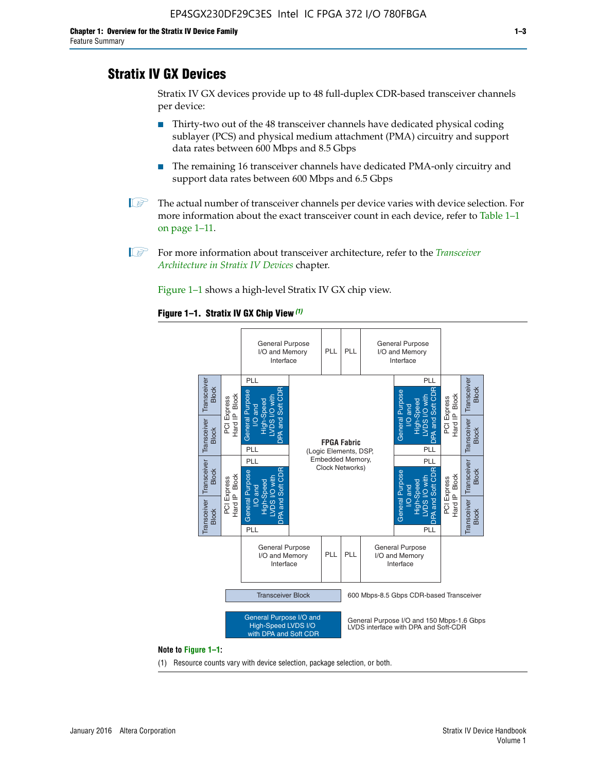## Stratix IV GX Devices

Stratix IV GX devices provide up to 48 full-duplex CDR-based transceiver channels per device:

- Thirty-two out of the 48 transceiver channels have dedicated physical coding sublayer (PCS) and physical medium attachment (PMA) circuitry and support data rates between 600 Mbps and 8.5 Gbps
- The remaining 16 transceiver channels have dedicated PMA-only circuitry and support data rates between 600 Mbps and 6.5 Gbps

The actual number of transceiver channels per device varies with device selection. For more information about the exact transceiver count in each device, refer to Table 1–1 on page 1–11.

For more information about transceiver architecture, refer to the *Transceiver Architecture in Stratix IV Devices* chapter.

Figure 1–1 shows a high-level Stratix IV GX chip view.

**Figure 1–1. Stratix IV GX Chip View** *(1)*

Transceiver Block: 600 Mbps-8.5 Gbps CDR-based Transceiver

General Purpose I/O and High-Speed LVDS I/O with DPA and Soft CDR: General Purpose I/O and 150 Mbps-1.6 Gbps LVDS interface with DPA and Soft-CDR

**Note to Figure 1–1:**

(1) Resource counts vary with device selection, package selection, or both.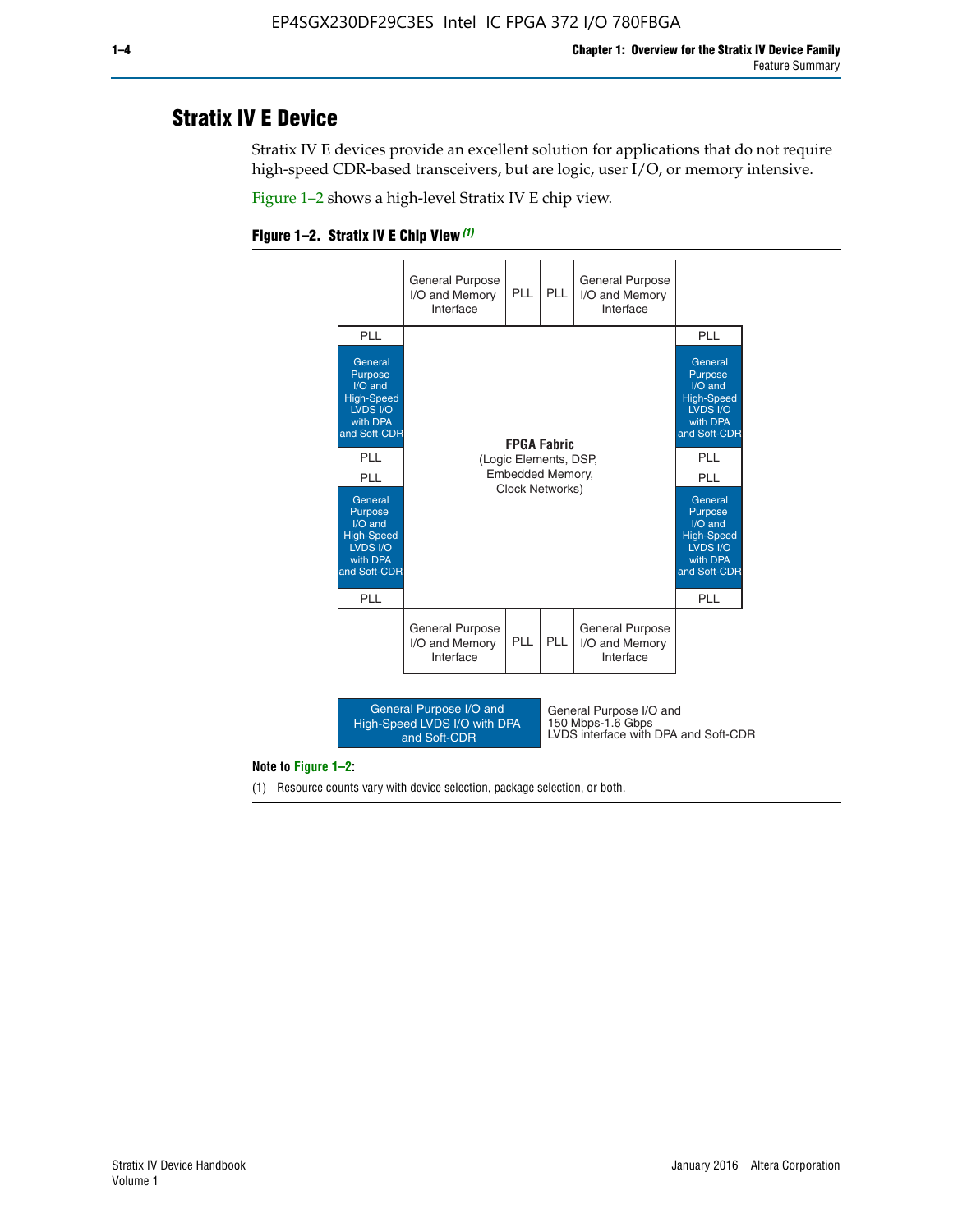## Stratix IV E Device

Stratix IV E devices provide an excellent solution for applications that do not require high-speed CDR-based transceivers, but are logic, user I/O, or memory intensive.

Figure 1–2 shows a high-level Stratix IV E chip view.

**Figure 1–2. Stratix IV E Chip View** *(1)*

| | General Purpose I/O and Memory Interface | PLL | PLL | General Purpose I/O and Memory Interface | |
|---|---|---|---|---|---|
| PLL | | | | | PLL |
| General Purpose I/O and High-Speed LVDS I/O with DPA and Soft-CDR | | | | | General Purpose I/O and High-Speed LVDS I/O with DPA and Soft-CDR |
| PLL | | **FPGA Fabric** (Logic Elements, DSP, Embedded Memory, Clock Networks) | | | PLL |
| PLL | | | | | PLL |
| General Purpose I/O and High-Speed LVDS I/O with DPA and Soft-CDR | | | | | General Purpose I/O and High-Speed LVDS I/O with DPA and Soft-CDR |
| PLL | | | | | PLL |
| | General Purpose I/O and Memory Interface | PLL | PLL | General Purpose I/O and Memory Interface | |

Legend: General Purpose I/O and High-Speed LVDS I/O with DPA and Soft-CDR — General Purpose I/O and 150 Mbps-1.6 Gbps LVDS interface with DPA and Soft-CDR

**Note to Figure 1–2:**

(1) Resource counts vary with device selection, package selection, or both.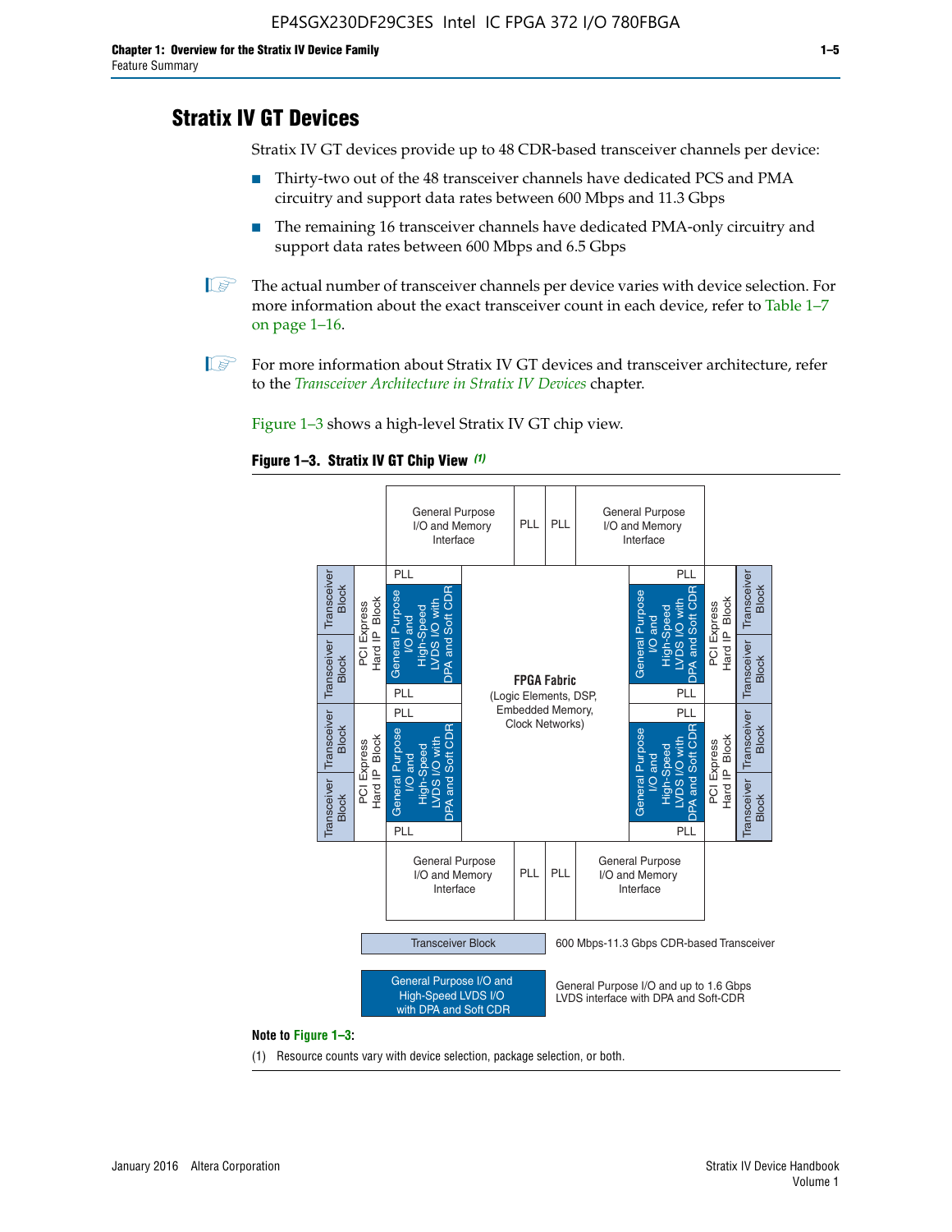## Stratix IV GT Devices

Stratix IV GT devices provide up to 48 CDR-based transceiver channels per device:

- Thirty-two out of the 48 transceiver channels have dedicated PCS and PMA circuitry and support data rates between 600 Mbps and 11.3 Gbps
- The remaining 16 transceiver channels have dedicated PMA-only circuitry and support data rates between 600 Mbps and 6.5 Gbps

The actual number of transceiver channels per device varies with device selection. For more information about the exact transceiver count in each device, refer to Table 1–7 on page 1–16.

For more information about Stratix IV GT devices and transceiver architecture, refer to the *Transceiver Architecture in Stratix IV Devices* chapter.

Figure 1–3 shows a high-level Stratix IV GT chip view.

**Figure 1–3. Stratix IV GT Chip View** *(1)*

General Purpose I/O and Memory Interface | PLL | PLL | General Purpose I/O and Memory Interface

Transceiver Block | Transceiver Block | PCI Express Hard IP Block | PLL | General Purpose I/O and High-Speed LVDS I/O with DPA and Soft CDR | PLL

Transceiver Block | Transceiver Block | PCI Express Hard IP Block | PLL | General Purpose I/O and High-Speed LVDS I/O with DPA and Soft CDR | PLL

**FPGA Fabric** (Logic Elements, DSP, Embedded Memory, Clock Networks)

PLL | General Purpose I/O and High-Speed LVDS I/O with DPA and Soft CDR | PLL | PCI Express Hard IP Block | Transceiver Block | Transceiver Block

PLL | General Purpose I/O and High-Speed LVDS I/O with DPA and Soft CDR | PLL | PCI Express Hard IP Block | Transceiver Block | Transceiver Block

General Purpose I/O and Memory Interface | PLL | PLL | General Purpose I/O and Memory Interface

Transceiver Block: 600 Mbps-11.3 Gbps CDR-based Transceiver

General Purpose I/O and High-Speed LVDS I/O with DPA and Soft CDR: General Purpose I/O and up to 1.6 Gbps LVDS interface with DPA and Soft-CDR

**Note to Figure 1–3:**

(1) Resource counts vary with device selection, package selection, or both.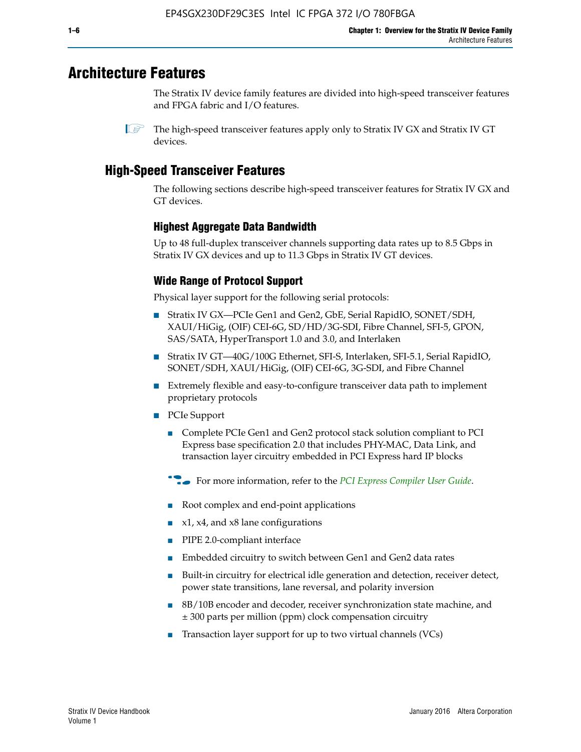# Architecture Features

The Stratix IV device family features are divided into high-speed transceiver features and FPGA fabric and I/O features.

The high-speed transceiver features apply only to Stratix IV GX and Stratix IV GT devices.

## High-Speed Transceiver Features

The following sections describe high-speed transceiver features for Stratix IV GX and GT devices.

### Highest Aggregate Data Bandwidth

Up to 48 full-duplex transceiver channels supporting data rates up to 8.5 Gbps in Stratix IV GX devices and up to 11.3 Gbps in Stratix IV GT devices.

### Wide Range of Protocol Support

Physical layer support for the following serial protocols:

- Stratix IV GX—PCIe Gen1 and Gen2, GbE, Serial RapidIO, SONET/SDH, XAUI/HiGig, (OIF) CEI-6G, SD/HD/3G-SDI, Fibre Channel, SFI-5, GPON, SAS/SATA, HyperTransport 1.0 and 3.0, and Interlaken
- Stratix IV GT—40G/100G Ethernet, SFI-S, Interlaken, SFI-5.1, Serial RapidIO, SONET/SDH, XAUI/HiGig, (OIF) CEI-6G, 3G-SDI, and Fibre Channel
- Extremely flexible and easy-to-configure transceiver data path to implement proprietary protocols
- PCIe Support
  - Complete PCIe Gen1 and Gen2 protocol stack solution compliant to PCI Express base specification 2.0 that includes PHY-MAC, Data Link, and transaction layer circuitry embedded in PCI Express hard IP blocks

  For more information, refer to the *PCI Express Compiler User Guide*.

  - Root complex and end-point applications
  - x1, x4, and x8 lane configurations
  - PIPE 2.0-compliant interface
  - Embedded circuitry to switch between Gen1 and Gen2 data rates
  - Built-in circuitry for electrical idle generation and detection, receiver detect, power state transitions, lane reversal, and polarity inversion
  - 8B/10B encoder and decoder, receiver synchronization state machine, and ± 300 parts per million (ppm) clock compensation circuitry
  - Transaction layer support for up to two virtual channels (VCs)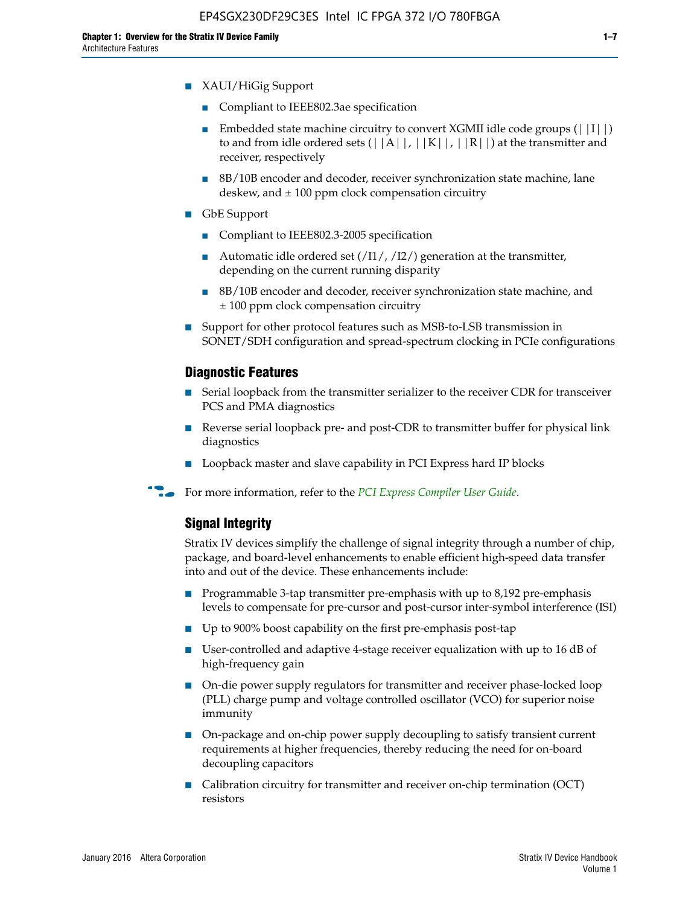- XAUI/HiGig Support
  - Compliant to IEEE802.3ae specification
  - Embedded state machine circuitry to convert XGMII idle code groups (||I||) to and from idle ordered sets (||A||, ||K||, ||R||) at the transmitter and receiver, respectively
  - 8B/10B encoder and decoder, receiver synchronization state machine, lane deskew, and ± 100 ppm clock compensation circuitry
- GbE Support
  - Compliant to IEEE802.3-2005 specification
  - Automatic idle ordered set (/I1/, /I2/) generation at the transmitter, depending on the current running disparity
  - 8B/10B encoder and decoder, receiver synchronization state machine, and ± 100 ppm clock compensation circuitry
- Support for other protocol features such as MSB-to-LSB transmission in SONET/SDH configuration and spread-spectrum clocking in PCIe configurations

### Diagnostic Features

- Serial loopback from the transmitter serializer to the receiver CDR for transceiver PCS and PMA diagnostics
- Reverse serial loopback pre- and post-CDR to transmitter buffer for physical link diagnostics
- Loopback master and slave capability in PCI Express hard IP blocks

For more information, refer to the *PCI Express Compiler User Guide*.

### Signal Integrity

Stratix IV devices simplify the challenge of signal integrity through a number of chip, package, and board-level enhancements to enable efficient high-speed data transfer into and out of the device. These enhancements include:

- Programmable 3-tap transmitter pre-emphasis with up to 8,192 pre-emphasis levels to compensate for pre-cursor and post-cursor inter-symbol interference (ISI)
- Up to 900% boost capability on the first pre-emphasis post-tap
- User-controlled and adaptive 4-stage receiver equalization with up to 16 dB of high-frequency gain
- On-die power supply regulators for transmitter and receiver phase-locked loop (PLL) charge pump and voltage controlled oscillator (VCO) for superior noise immunity
- On-package and on-chip power supply decoupling to satisfy transient current requirements at higher frequencies, thereby reducing the need for on-board decoupling capacitors
- Calibration circuitry for transmitter and receiver on-chip termination (OCT) resistors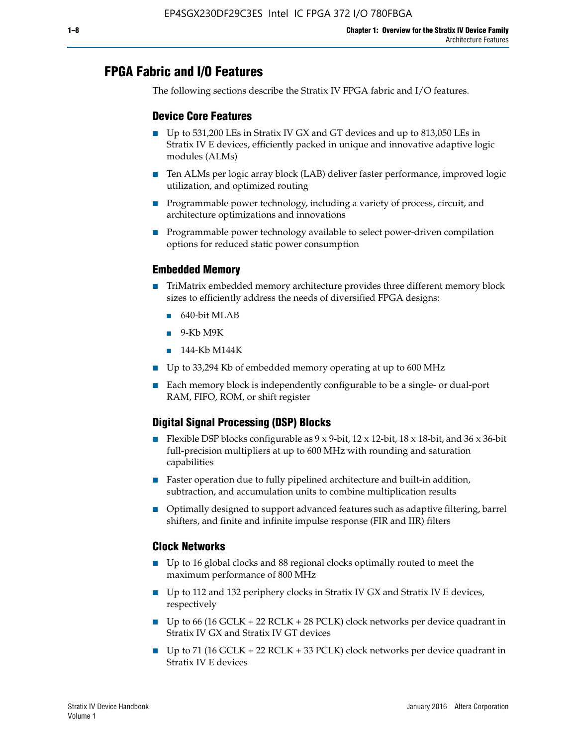## FPGA Fabric and I/O Features

The following sections describe the Stratix IV FPGA fabric and I/O features.

### Device Core Features

- Up to 531,200 LEs in Stratix IV GX and GT devices and up to 813,050 LEs in Stratix IV E devices, efficiently packed in unique and innovative adaptive logic modules (ALMs)
- Ten ALMs per logic array block (LAB) deliver faster performance, improved logic utilization, and optimized routing
- Programmable power technology, including a variety of process, circuit, and architecture optimizations and innovations
- Programmable power technology available to select power-driven compilation options for reduced static power consumption

### Embedded Memory

- TriMatrix embedded memory architecture provides three different memory block sizes to efficiently address the needs of diversified FPGA designs:
  - 640-bit MLAB
  - 9-Kb M9K
  - 144-Kb M144K
- Up to 33,294 Kb of embedded memory operating at up to 600 MHz
- Each memory block is independently configurable to be a single- or dual-port RAM, FIFO, ROM, or shift register

### Digital Signal Processing (DSP) Blocks

- Flexible DSP blocks configurable as 9 x 9-bit, 12 x 12-bit, 18 x 18-bit, and 36 x 36-bit full-precision multipliers at up to 600 MHz with rounding and saturation capabilities
- Faster operation due to fully pipelined architecture and built-in addition, subtraction, and accumulation units to combine multiplication results
- Optimally designed to support advanced features such as adaptive filtering, barrel shifters, and finite and infinite impulse response (FIR and IIR) filters

### Clock Networks

- Up to 16 global clocks and 88 regional clocks optimally routed to meet the maximum performance of 800 MHz
- Up to 112 and 132 periphery clocks in Stratix IV GX and Stratix IV E devices, respectively
- Up to 66 (16 GCLK + 22 RCLK + 28 PCLK) clock networks per device quadrant in Stratix IV GX and Stratix IV GT devices
- Up to 71 (16 GCLK + 22 RCLK + 33 PCLK) clock networks per device quadrant in Stratix IV E devices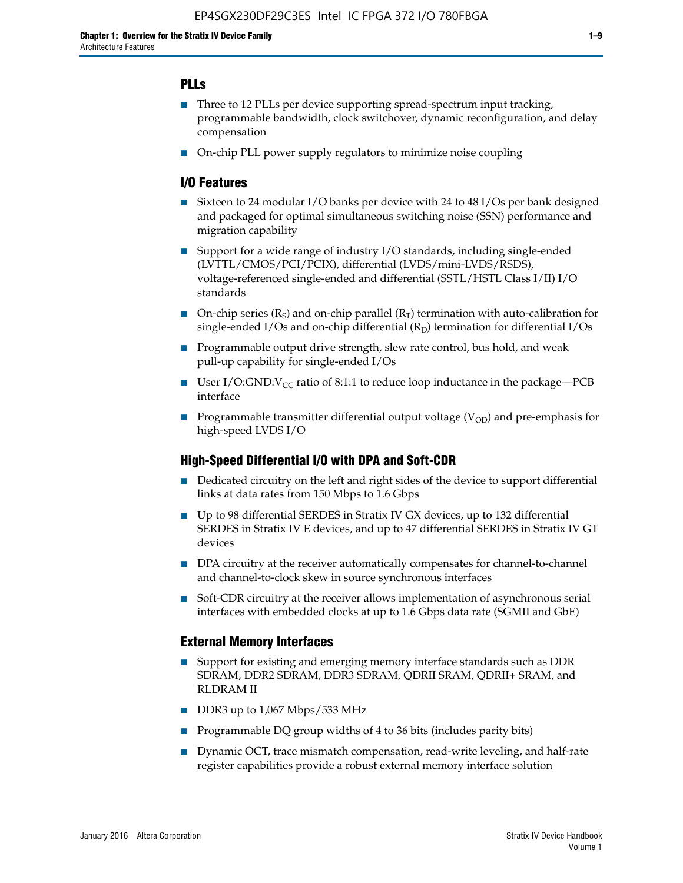### PLLs

- Three to 12 PLLs per device supporting spread-spectrum input tracking, programmable bandwidth, clock switchover, dynamic reconfiguration, and delay compensation
- On-chip PLL power supply regulators to minimize noise coupling

### I/O Features

- Sixteen to 24 modular I/O banks per device with 24 to 48 I/Os per bank designed and packaged for optimal simultaneous switching noise (SSN) performance and migration capability
- Support for a wide range of industry I/O standards, including single-ended (LVTTL/CMOS/PCI/PCIX), differential (LVDS/mini-LVDS/RSDS), voltage-referenced single-ended and differential (SSTL/HSTL Class I/II) I/O standards
- On-chip series ($R_S$) and on-chip parallel ($R_T$) termination with auto-calibration for single-ended I/Os and on-chip differential ($R_D$) termination for differential I/Os
- Programmable output drive strength, slew rate control, bus hold, and weak pull-up capability for single-ended I/Os
- User I/O:GND:$V_{CC}$ ratio of 8:1:1 to reduce loop inductance in the package—PCB interface
- Programmable transmitter differential output voltage ($V_{OD}$) and pre-emphasis for high-speed LVDS I/O

### High-Speed Differential I/O with DPA and Soft-CDR

- Dedicated circuitry on the left and right sides of the device to support differential links at data rates from 150 Mbps to 1.6 Gbps
- Up to 98 differential SERDES in Stratix IV GX devices, up to 132 differential SERDES in Stratix IV E devices, and up to 47 differential SERDES in Stratix IV GT devices
- DPA circuitry at the receiver automatically compensates for channel-to-channel and channel-to-clock skew in source synchronous interfaces
- Soft-CDR circuitry at the receiver allows implementation of asynchronous serial interfaces with embedded clocks at up to 1.6 Gbps data rate (SGMII and GbE)

### External Memory Interfaces

- Support for existing and emerging memory interface standards such as DDR SDRAM, DDR2 SDRAM, DDR3 SDRAM, QDRII SRAM, QDRII+ SRAM, and RLDRAM II
- DDR3 up to 1,067 Mbps/533 MHz
- Programmable DQ group widths of 4 to 36 bits (includes parity bits)
- Dynamic OCT, trace mismatch compensation, read-write leveling, and half-rate register capabilities provide a robust external memory interface solution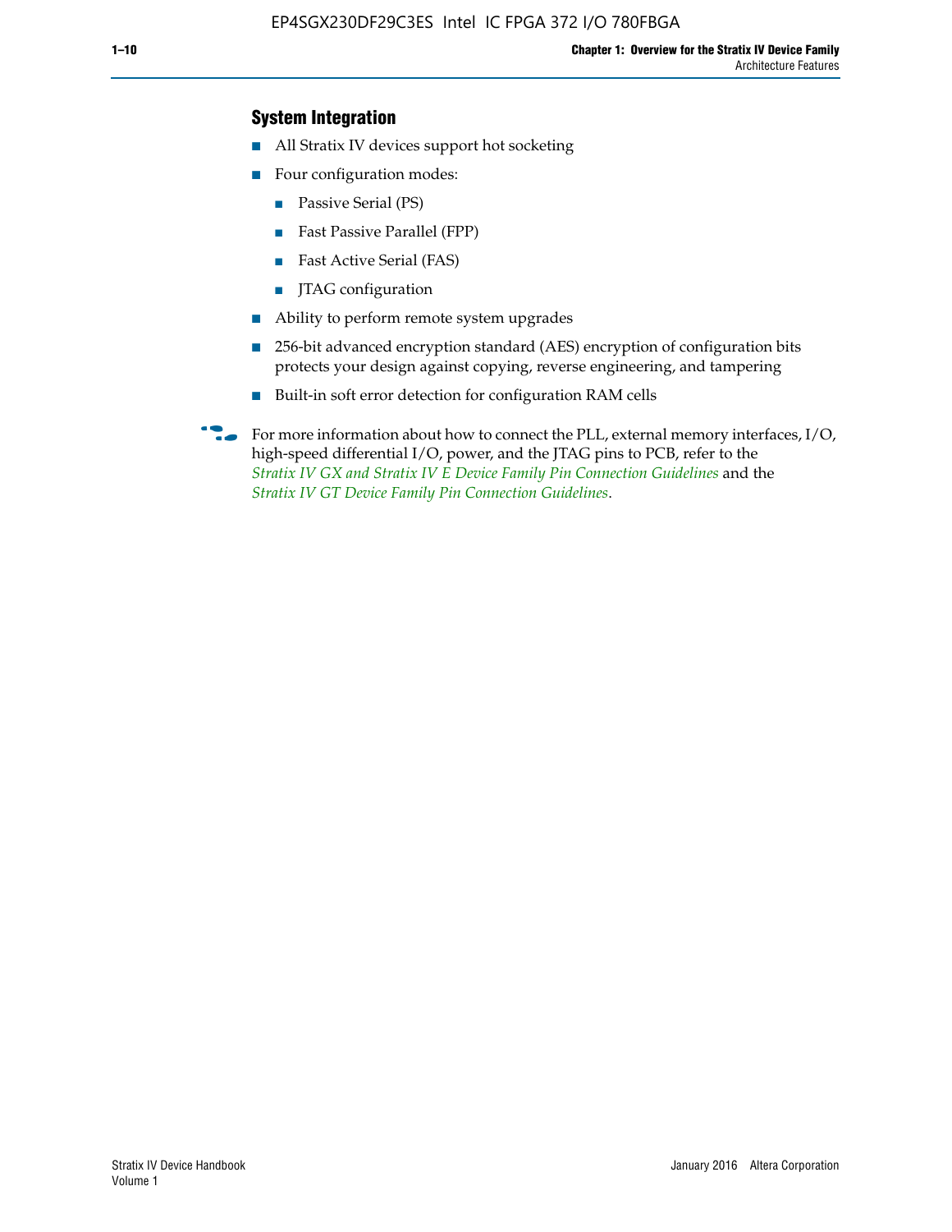### System Integration

- All Stratix IV devices support hot socketing
- Four configuration modes:
  - Passive Serial (PS)
  - Fast Passive Parallel (FPP)
  - Fast Active Serial (FAS)
  - JTAG configuration
- Ability to perform remote system upgrades
- 256-bit advanced encryption standard (AES) encryption of configuration bits protects your design against copying, reverse engineering, and tampering
- Built-in soft error detection for configuration RAM cells

For more information about how to connect the PLL, external memory interfaces, I/O, high-speed differential I/O, power, and the JTAG pins to PCB, refer to the *Stratix IV GX and Stratix IV E Device Family Pin Connection Guidelines* and the *Stratix IV GT Device Family Pin Connection Guidelines*.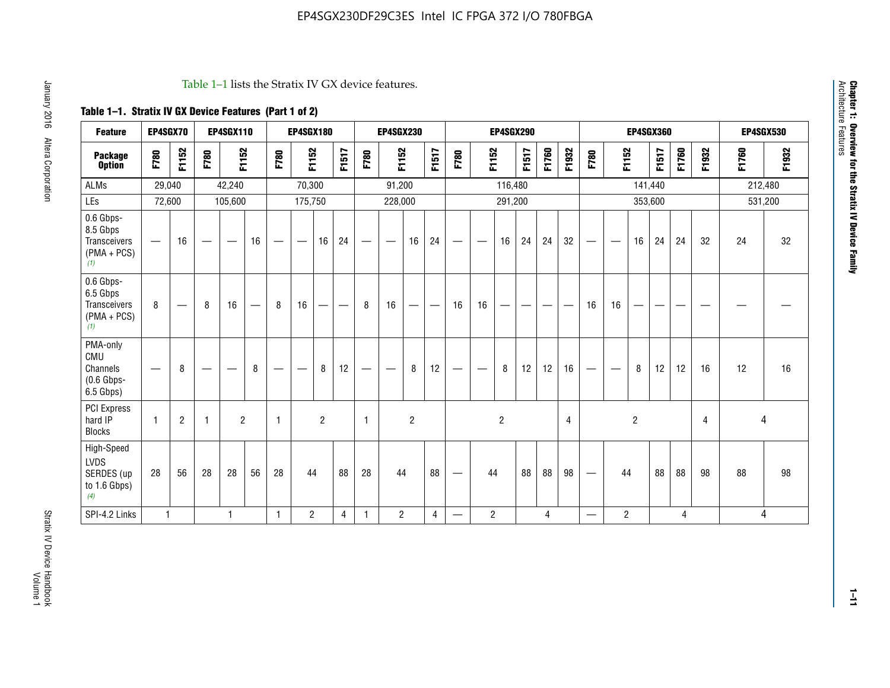Table 1–1 lists the Stratix IV GX device features.

**Table 1–1. Stratix IV GX Device Features (Part 1 of 2)**

| Feature | EP4SGX70 | | EP4SGX110 | | | EP4SGX180 | | | | EP4SGX230 | | | | EP4SGX290 | | | | | | EP4SGX360 | | | | | | EP4SGX530 | |
|---|---|---|---|---|---|---|---|---|---|---|---|---|---|---|---|---|---|---|---|---|---|---|---|---|---|---|---|
| **Package Option** | **F780** | **F1152** | **F780** | **F1152** | | **F780** | **F1152** | | **F1517** | **F780** | **F1152** | | **F1517** | **F780** | **F1152** | | **F1517** | **F1760** | **F1932** | **F780** | **F1152** | | **F1517** | **F1760** | **F1932** | **F1760** | **F1932** |
| ALMs | 29,040 | | 42,240 | | | 70,300 | | | | 91,200 | | | | 116,480 | | | | | | 141,440 | | | | | | 212,480 | |
| LEs | 72,600 | | 105,600 | | | 175,750 | | | | 228,000 | | | | 291,200 | | | | | | 353,600 | | | | | | 531,200 | |
| 0.6 Gbps-8.5 Gbps Transceivers (PMA + PCS) *(1)* | — | 16 | — | — | 16 | — | — | 16 | 24 | — | — | 16 | 24 | — | — | 16 | 24 | 24 | 32 | — | — | 16 | 24 | 24 | 32 | 24 | 32 |
| 0.6 Gbps-6.5 Gbps Transceivers (PMA + PCS) *(1)* | 8 | — | 8 | 16 | — | 8 | 16 | — | — | 8 | 16 | — | — | 16 | 16 | — | — | — | — | 16 | 16 | — | — | — | — | — | — |
| PMA-only CMU Channels (0.6 Gbps-6.5 Gbps) | — | 8 | — | — | 8 | — | — | 8 | 12 | — | — | 8 | 12 | — | — | 8 | 12 | 12 | 16 | — | — | 8 | 12 | 12 | 16 | 12 | 16 |
| PCI Express hard IP Blocks | 1 | 2 | 1 | 2 | | 1 | 2 | | | 1 | 2 | | | 2 | | | | | 4 | 2 | | | | | 4 | 4 | |
| High-Speed LVDS SERDES (up to 1.6 Gbps) *(4)* | 28 | 56 | 28 | 28 | 56 | 28 | 44 | | 88 | 28 | 44 | | 88 | — | 44 | | 88 | 88 | 98 | — | 44 | | 88 | 88 | 98 | 88 | 98 |
| SPI-4.2 Links | 1 | | 1 | | | 1 | 2 | | 4 | 1 | 2 | | 4 | — | 2 | | 4 | | | — | 2 | | 4 | | | 4 | |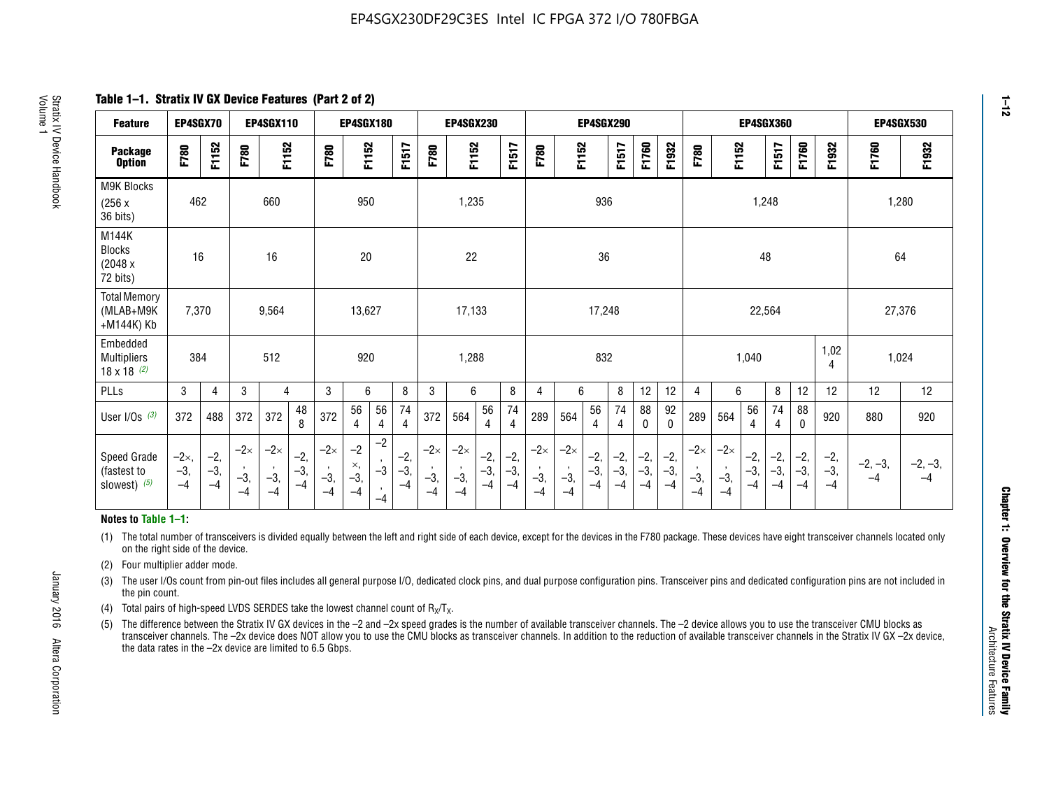## Table 1–1. Stratix IV GX Device Features (Part 2 of 2)

| Feature | EP4SGX70 | | EP4SGX110 | | | EP4SGX180 | | | | EP4SGX230 | | | | EP4SGX290 | | | | | | EP4SGX360 | | | | | | EP4SGX530 | |
|---|---|---|---|---|---|---|---|---|---|---|---|---|---|---|---|---|---|---|---|---|---|---|---|---|---|---|---|
| Package Option | F780 | F1152 | F780 | F1152 | | F780 | F1152 | | F1517 | F780 | F1152 | | F1517 | F780 | F1152 | | F1517 | F1760 | F1932 | F780 | F1152 | | F1517 | F1760 | F1932 | F1760 | F1932 |
| M9K Blocks (256 x 36 bits) | 462 | | 660 | | | 950 | | | | 1,235 | | | | 936 | | | | | | 1,248 | | | | | | 1,280 | |
| M144K Blocks (2048 x 72 bits) | 16 | | 16 | | | 20 | | | | 22 | | | | 36 | | | | | | 48 | | | | | | 64 | |
| Total Memory (MLAB+M9K +M144K) Kb | 7,370 | | 9,564 | | | 13,627 | | | | 17,133 | | | | 17,248 | | | | | | 22,564 | | | | | | 27,376 | |
| Embedded Multipliers 18 x 18 (2) | 384 | | 512 | | | 920 | | | | 1,288 | | | | 832 | | | | | | 1,040 | | | | | 1,024 | 1,024 | |
| PLLs | 3 | 4 | 3 | 4 | | 3 | 6 | | 8 | 3 | 6 | | 8 | 4 | 6 | | 8 | 12 | 12 | 4 | 6 | | 8 | 12 | 12 | 12 | 12 |
| User I/Os (3) | 372 | 488 | 372 | 372 | 488 | 372 | 564 | 564 | 744 | 372 | 564 | 564 | 744 | 289 | 564 | 564 | 744 | 880 | 920 | 289 | 564 | 564 | 744 | 880 | 920 | 880 | 920 |
| Speed Grade (fastest to slowest) (5) | –2×, –3, –4 | –2, –3, –4 | –2×, –3, –4 | –2×, –3, –4 | –2, –3, –4 | –2×, –3, –4 | –2×, –3, –4 | –2, –3, –4 | –2, –3, –4 | –2×, –3, –4 | –2×, –3, –4 | –2, –3, –4 | –2, –3, –4 | –2×, –3, –4 | –2×, –3, –4 | –2, –3, –4 | –2, –3, –4 | –2, –3, –4 | –2, –3, –4 | –2×, –3, –4 | –2×, –3, –4 | –2, –3, –4 | –2, –3, –4 | –2, –3, –4 | –2, –3, –4 | –2, –3, –4 | –2, –3, –4 |

**Notes to Table 1–1:**

(1) The total number of transceivers is divided equally between the left and right side of each device, except for the devices in the F780 package. These devices have eight transceiver channels located only on the right side of the device.

(2) Four multiplier adder mode.

(3) The user I/Os count from pin-out files includes all general purpose I/O, dedicated clock pins, and dual purpose configuration pins. Transceiver pins and dedicated configuration pins are not included in the pin count.

(4) Total pairs of high-speed LVDS SERDES take the lowest channel count of $R_X/T_X$.

(5) The difference between the Stratix IV GX devices in the –2 and –2x speed grades is the number of available transceiver channels. The –2 device allows you to use the transceiver CMU blocks as transceiver channels. The –2x device does NOT allow you to use the CMU blocks as transceiver channels. In addition to the reduction of available transceiver channels in the Stratix IV GX –2x device, the data rates in the –2x device are limited to 6.5 Gbps.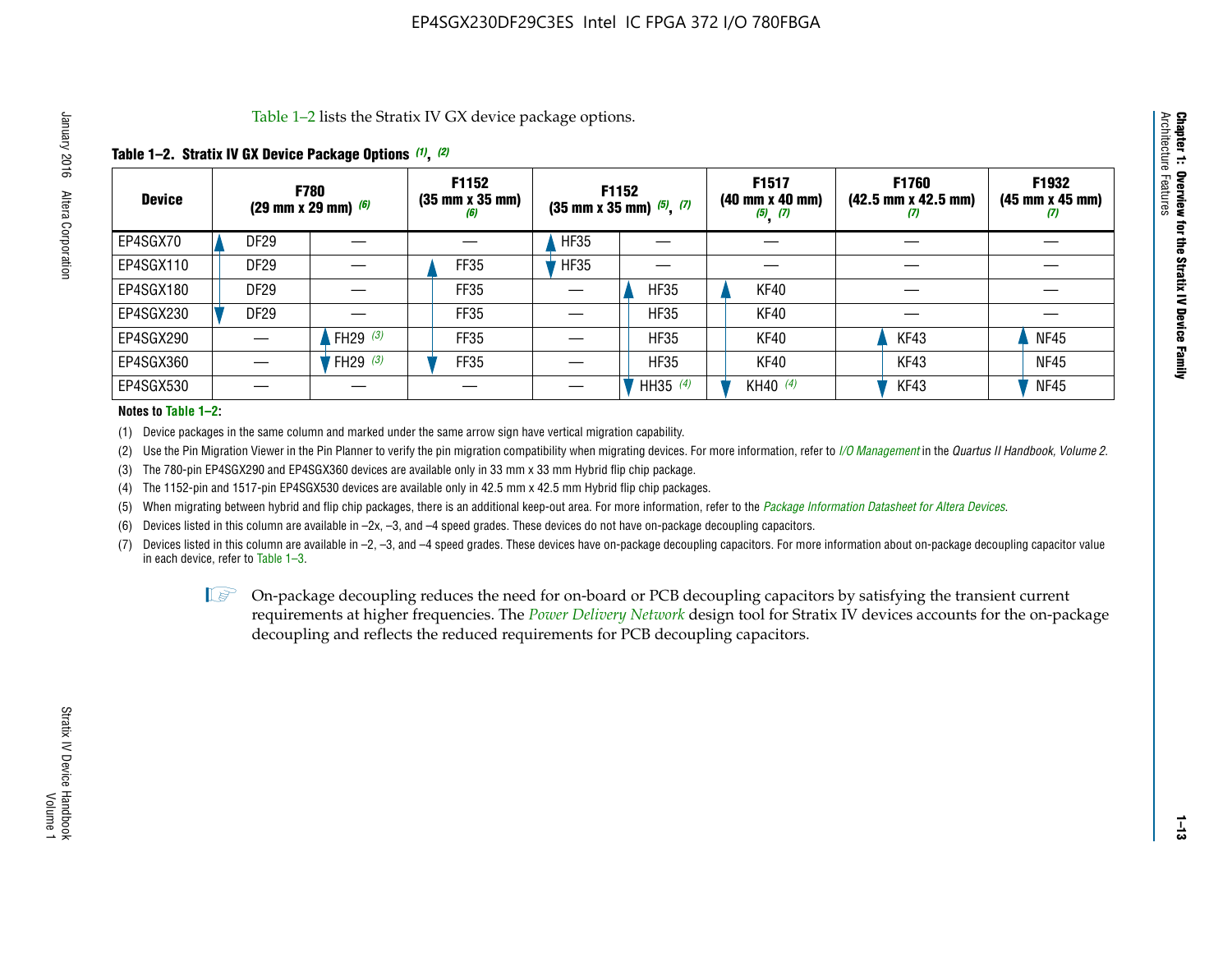Table 1–2 lists the Stratix IV GX device package options.

**Table 1–2. Stratix IV GX Device Package Options** *(1)*, *(2)*

| Device | F780 (29 mm x 29 mm) *(6)* | | F1152 (35 mm x 35 mm) *(6)* | F1152 (35 mm x 35 mm) *(5)*, *(7)* | | F1517 (40 mm x 40 mm) *(5)*, *(7)* | F1760 (42.5 mm x 42.5 mm) *(7)* | F1932 (45 mm x 45 mm) *(7)* |
|---|---|---|---|---|---|---|---|---|
| EP4SGX70 | DF29 | — | — | HF35 | — | — | — | — |
| EP4SGX110 | DF29 | — | FF35 | HF35 | — | — | — | — |
| EP4SGX180 | DF29 | — | FF35 | — | HF35 | KF40 | — | — |
| EP4SGX230 | DF29 | — | FF35 | — | HF35 | KF40 | — | — |
| EP4SGX290 | — | FH29 *(3)* | FF35 | — | HF35 | KF40 | KF43 | NF45 |
| EP4SGX360 | — | FH29 *(3)* | FF35 | — | HF35 | KF40 | KF43 | NF45 |
| EP4SGX530 | — | — | — | — | HH35 *(4)* | KH40 *(4)* | KF43 | NF45 |

**Notes to Table 1–2:**

(1) Device packages in the same column and marked under the same arrow sign have vertical migration capability.

(2) Use the Pin Migration Viewer in the Pin Planner to verify the pin migration compatibility when migrating devices. For more information, refer to *I/O Management* in the *Quartus II Handbook, Volume 2*.

(3) The 780-pin EP4SGX290 and EP4SGX360 devices are available only in 33 mm x 33 mm Hybrid flip chip package.

(4) The 1152-pin and 1517-pin EP4SGX530 devices are available only in 42.5 mm x 42.5 mm Hybrid flip chip packages.

(5) When migrating between hybrid and flip chip packages, there is an additional keep-out area. For more information, refer to the *Package Information Datasheet for Altera Devices*.

(6) Devices listed in this column are available in –2x, –3, and –4 speed grades. These devices do not have on-package decoupling capacitors.

(7) Devices listed in this column are available in –2, –3, and –4 speed grades. These devices have on-package decoupling capacitors. For more information about on-package decoupling capacitor value in each device, refer to Table 1–3.

On-package decoupling reduces the need for on-board or PCB decoupling capacitors by satisfying the transient current requirements at higher frequencies. The *Power Delivery Network* design tool for Stratix IV devices accounts for the on-package decoupling and reflects the reduced requirements for PCB decoupling capacitors.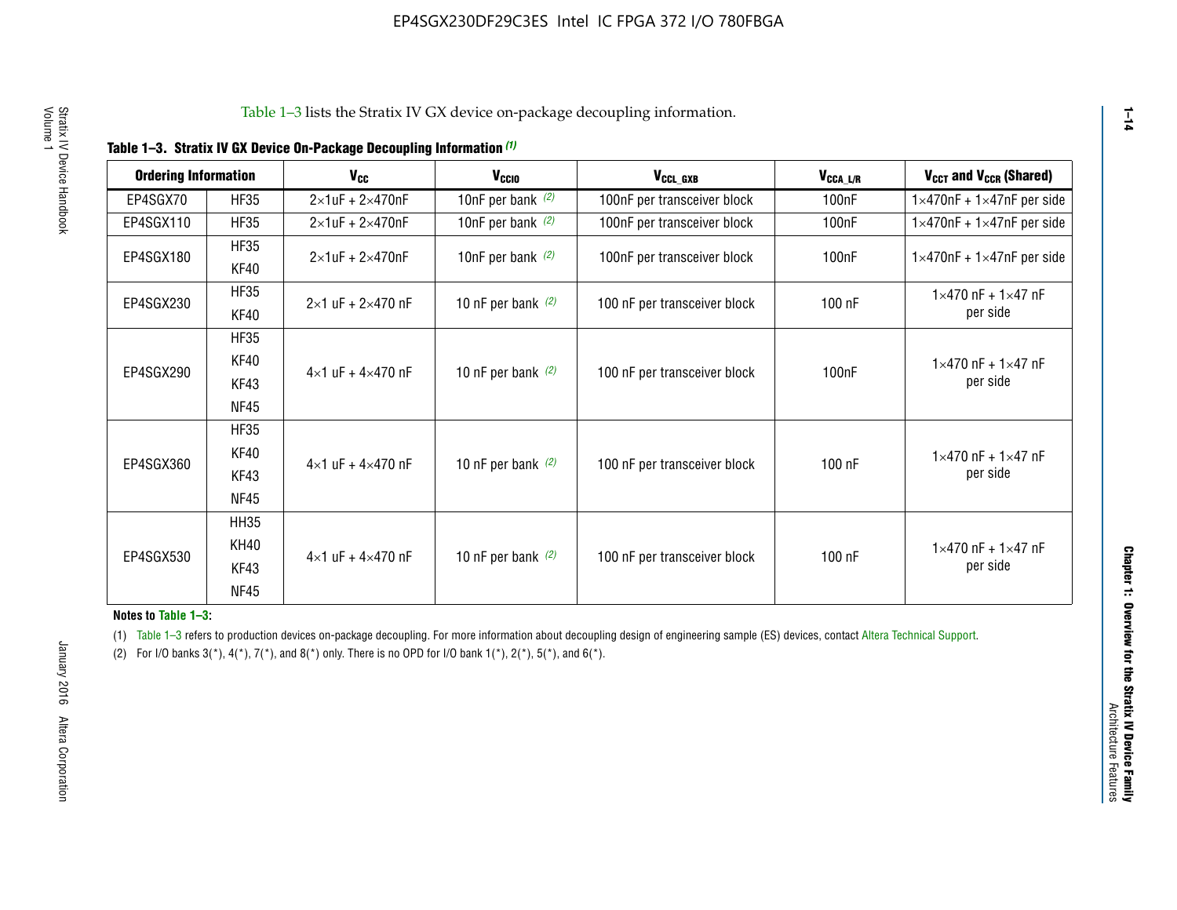Table 1–3 lists the Stratix IV GX device on-package decoupling information.

**Table 1–3. Stratix IV GX Device On-Package Decoupling Information (1)**

| Ordering Information | | $V_{CC}$ | $V_{CCIO}$ | $V_{CCL\_GXB}$ | $V_{CCA\_L/R}$ | $V_{CCT}$ and $V_{CCR}$ (Shared) |
|---|---|---|---|---|---|---|
| EP4SGX70 | HF35 | 2×1uF + 2×470nF | 10nF per bank (2) | 100nF per transceiver block | 100nF | 1×470nF + 1×47nF per side |
| EP4SGX110 | HF35 | 2×1uF + 2×470nF | 10nF per bank (2) | 100nF per transceiver block | 100nF | 1×470nF + 1×47nF per side |
| EP4SGX180 | HF35<br>KF40 | 2×1uF + 2×470nF | 10nF per bank (2) | 100nF per transceiver block | 100nF | 1×470nF + 1×47nF per side |
| EP4SGX230 | HF35<br>KF40 | 2×1 uF + 2×470 nF | 10 nF per bank (2) | 100 nF per transceiver block | 100 nF | 1×470 nF + 1×47 nF per side |
| EP4SGX290 | HF35<br>KF40<br>KF43<br>NF45 | 4×1 uF + 4×470 nF | 10 nF per bank (2) | 100 nF per transceiver block | 100nF | 1×470 nF + 1×47 nF per side |
| EP4SGX360 | HF35<br>KF40<br>KF43<br>NF45 | 4×1 uF + 4×470 nF | 10 nF per bank (2) | 100 nF per transceiver block | 100 nF | 1×470 nF + 1×47 nF per side |
| EP4SGX530 | HH35<br>KH40<br>KF43<br>NF45 | 4×1 uF + 4×470 nF | 10 nF per bank (2) | 100 nF per transceiver block | 100 nF | 1×470 nF + 1×47 nF per side |

**Notes to Table 1–3:**

(1) Table 1–3 refers to production devices on-package decoupling. For more information about decoupling design of engineering sample (ES) devices, contact Altera Technical Support.

(2) For I/O banks 3(*), 4(*), 7(*), and 8(*) only. There is no OPD for I/O bank 1(*), 2(*), 5(*), and 6(*).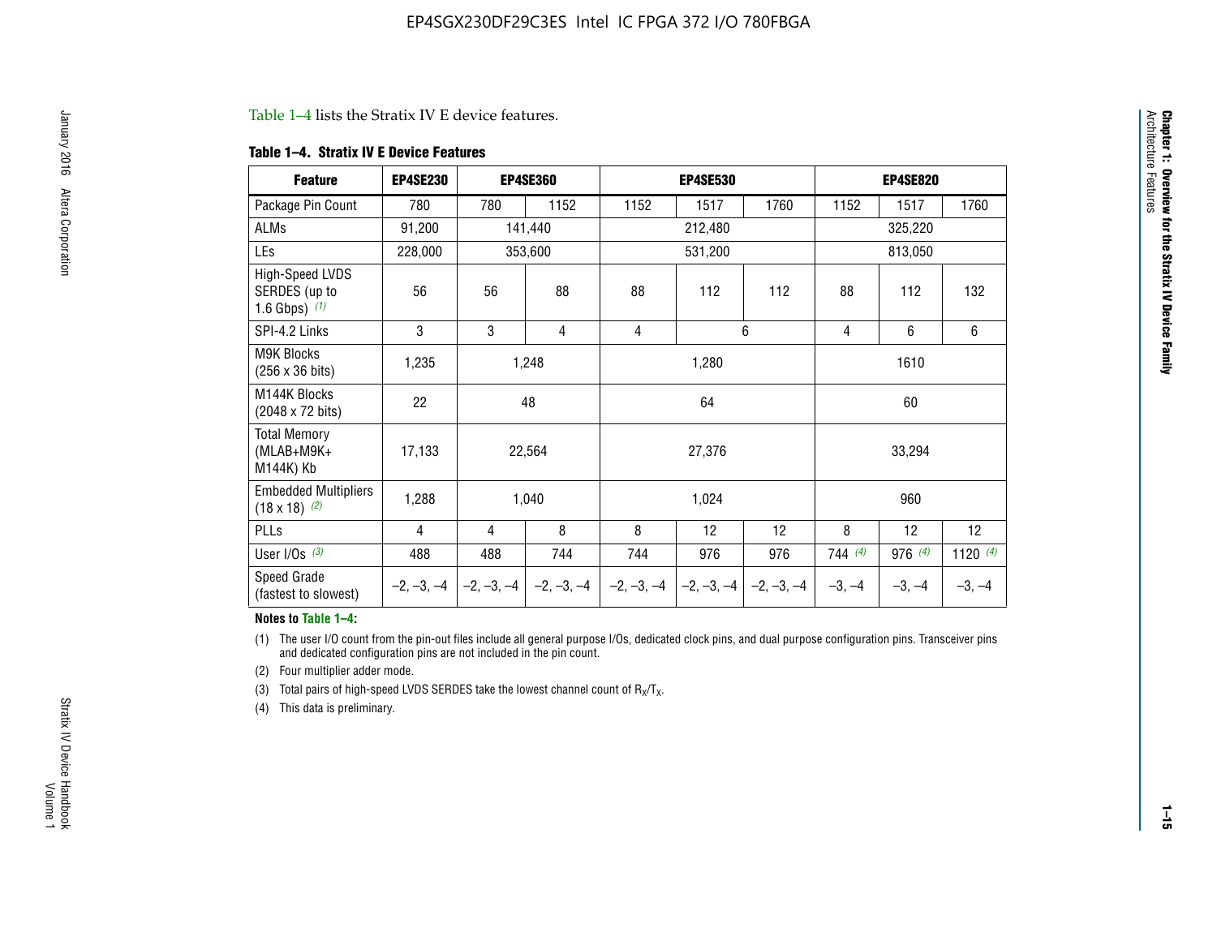Table 1–4 lists the Stratix IV E device features.

**Table 1–4. Stratix IV E Device Features**

| Feature | EP4SE230 | EP4SE360 | | EP4SE530 | | | EP4SE820 | | |
|---|---|---|---|---|---|---|---|---|---|
| Package Pin Count | 780 | 780 | 1152 | 1152 | 1517 | 1760 | 1152 | 1517 | 1760 |
| ALMs | 91,200 | 141,440 | | 212,480 | | | 325,220 | | |
| LEs | 228,000 | 353,600 | | 531,200 | | | 813,050 | | |
| High-Speed LVDS SERDES (up to 1.6 Gbps) (1) | 56 | 56 | 88 | 88 | 112 | 112 | 88 | 112 | 132 |
| SPI-4.2 Links | 3 | 3 | 4 | 4 | 6 | | 4 | 6 | 6 |
| M9K Blocks (256 x 36 bits) | 1,235 | 1,248 | | 1,280 | | | 1610 | | |
| M144K Blocks (2048 x 72 bits) | 22 | 48 | | 64 | | | 60 | | |
| Total Memory (MLAB+M9K+ M144K) Kb | 17,133 | 22,564 | | 27,376 | | | 33,294 | | |
| Embedded Multipliers (18 x 18) (2) | 1,288 | 1,040 | | 1,024 | | | 960 | | |
| PLLs | 4 | 4 | 8 | 8 | 12 | 12 | 8 | 12 | 12 |
| User I/Os (3) | 488 | 488 | 744 | 744 | 976 | 976 | 744 (4) | 976 (4) | 1120 (4) |
| Speed Grade (fastest to slowest) | –2, –3, –4 | –2, –3, –4 | –2, –3, –4 | –2, –3, –4 | –2, –3, –4 | –2, –3, –4 | –3, –4 | –3, –4 | –3, –4 |

**Notes to Table 1–4:**

(1) The user I/O count from the pin-out files include all general purpose I/Os, dedicated clock pins, and dual purpose configuration pins. Transceiver pins and dedicated configuration pins are not included in the pin count.

(2) Four multiplier adder mode.

(3) Total pairs of high-speed LVDS SERDES take the lowest channel count of $R_X/T_X$.

(4) This data is preliminary.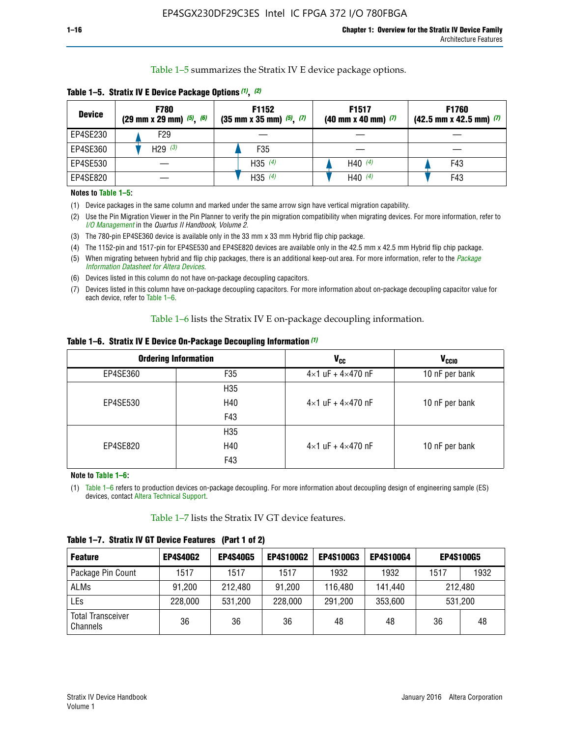Table 1–5 summarizes the Stratix IV E device package options.

**Table 1–5. Stratix IV E Device Package Options (1), (2)**

| Device | F780 (29 mm x 29 mm) (5), (6) | F1152 (35 mm x 35 mm) (5), (7) | F1517 (40 mm x 40 mm) (7) | F1760 (42.5 mm x 42.5 mm) (7) |
|---|---|---|---|---|
| EP4SE230 | F29 | — | — | — |
| EP4SE360 | H29 (3) | F35 | — | — |
| EP4SE530 | — | H35 (4) | H40 (4) | F43 |
| EP4SE820 | — | H35 (4) | H40 (4) | F43 |

**Notes to Table 1–5:**

(1) Device packages in the same column and marked under the same arrow sign have vertical migration capability.

(2) Use the Pin Migration Viewer in the Pin Planner to verify the pin migration compatibility when migrating devices. For more information, refer to *I/O Management* in the *Quartus II Handbook, Volume 2*.

(3) The 780-pin EP4SE360 device is available only in the 33 mm x 33 mm Hybrid flip chip package.

(4) The 1152-pin and 1517-pin for EP4SE530 and EP4SE820 devices are available only in the 42.5 mm x 42.5 mm Hybrid flip chip package.

(5) When migrating between hybrid and flip chip packages, there is an additional keep-out area. For more information, refer to the *Package Information Datasheet for Altera Devices*.

(6) Devices listed in this column do not have on-package decoupling capacitors.

(7) Devices listed in this column have on-package decoupling capacitors. For more information about on-package decoupling capacitor value for each device, refer to Table 1–6.

Table 1–6 lists the Stratix IV E on-package decoupling information.

**Table 1–6. Stratix IV E Device On-Package Decoupling Information (1)**

| Ordering Information | | $V_{CC}$ | $V_{CCIO}$ |
|---|---|---|---|
| EP4SE360 | F35 | 4×1 uF + 4×470 nF | 10 nF per bank |
| EP4SE530 | H35<br>H40<br>F43 | 4×1 uF + 4×470 nF | 10 nF per bank |
| EP4SE820 | H35<br>H40<br>F43 | 4×1 uF + 4×470 nF | 10 nF per bank |

**Note to Table 1–6:**

(1) Table 1–6 refers to production devices on-package decoupling. For more information about decoupling design of engineering sample (ES) devices, contact Altera Technical Support.

Table 1–7 lists the Stratix IV GT device features.

**Table 1–7. Stratix IV GT Device Features (Part 1 of 2)**

| Feature | EP4S40G2 | EP4S40G5 | EP4S100G2 | EP4S100G3 | EP4S100G4 | EP4S100G5 | |
|---|---|---|---|---|---|---|---|
| Package Pin Count | 1517 | 1517 | 1517 | 1932 | 1932 | 1517 | 1932 |
| ALMs | 91,200 | 212,480 | 91,200 | 116,480 | 141,440 | 212,480 | |
| LEs | 228,000 | 531,200 | 228,000 | 291,200 | 353,600 | 531,200 | |
| Total Transceiver Channels | 36 | 36 | 36 | 48 | 48 | 36 | 48 |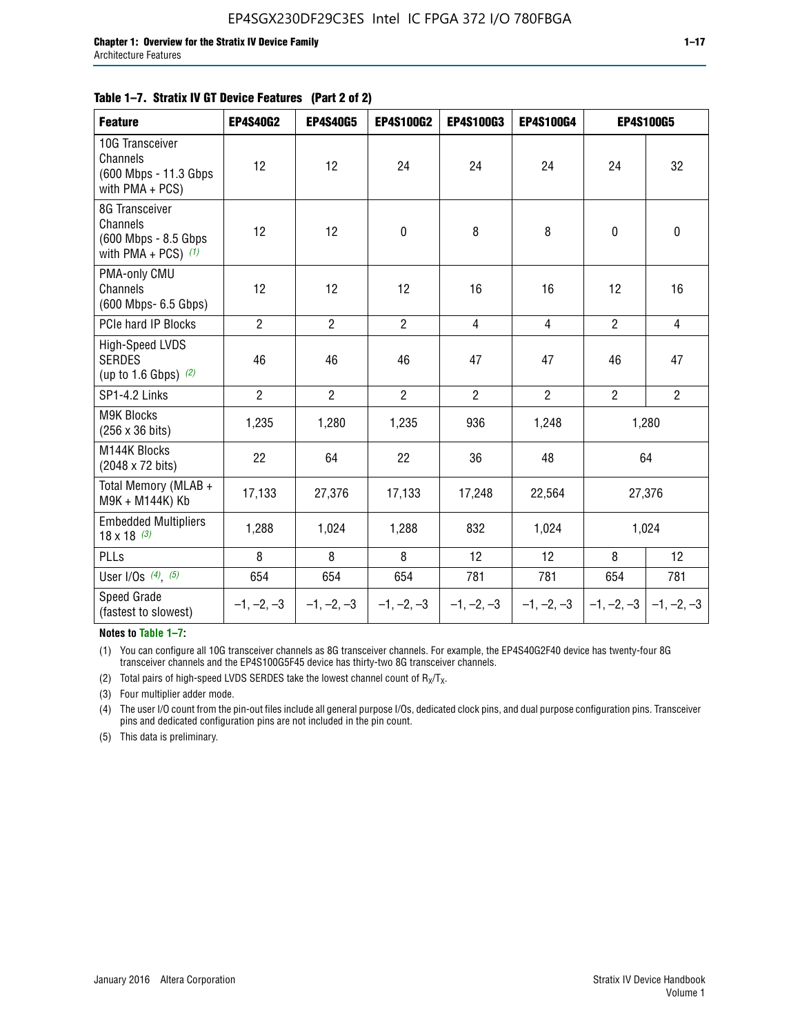**Table 1–7. Stratix IV GT Device Features (Part 2 of 2)**

| Feature | EP4S40G2 | EP4S40G5 | EP4S100G2 | EP4S100G3 | EP4S100G4 | EP4S100G5 | |
|---|---|---|---|---|---|---|---|
| 10G Transceiver Channels (600 Mbps - 11.3 Gbps with PMA + PCS) | 12 | 12 | 24 | 24 | 24 | 24 | 32 |
| 8G Transceiver Channels (600 Mbps - 8.5 Gbps with PMA + PCS) *(1)* | 12 | 12 | 0 | 8 | 8 | 0 | 0 |
| PMA-only CMU Channels (600 Mbps- 6.5 Gbps) | 12 | 12 | 12 | 16 | 16 | 12 | 16 |
| PCIe hard IP Blocks | 2 | 2 | 2 | 4 | 4 | 2 | 4 |
| High-Speed LVDS SERDES (up to 1.6 Gbps) *(2)* | 46 | 46 | 46 | 47 | 47 | 46 | 47 |
| SP1-4.2 Links | 2 | 2 | 2 | 2 | 2 | 2 | 2 |
| M9K Blocks (256 x 36 bits) | 1,235 | 1,280 | 1,235 | 936 | 1,248 | 1,280 | |
| M144K Blocks (2048 x 72 bits) | 22 | 64 | 22 | 36 | 48 | 64 | |
| Total Memory (MLAB + M9K + M144K) Kb | 17,133 | 27,376 | 17,133 | 17,248 | 22,564 | 27,376 | |
| Embedded Multipliers 18 x 18 *(3)* | 1,288 | 1,024 | 1,288 | 832 | 1,024 | 1,024 | |
| PLLs | 8 | 8 | 8 | 12 | 12 | 8 | 12 |
| User I/Os *(4)*, *(5)* | 654 | 654 | 654 | 781 | 781 | 654 | 781 |
| Speed Grade (fastest to slowest) | –1, –2, –3 | –1, –2, –3 | –1, –2, –3 | –1, –2, –3 | –1, –2, –3 | –1, –2, –3 | –1, –2, –3 |

**Notes to Table 1–7:**

(1) You can configure all 10G transceiver channels as 8G transceiver channels. For example, the EP4S40G2F40 device has twenty-four 8G transceiver channels and the EP4S100G5F45 device has thirty-two 8G transceiver channels.

(2) Total pairs of high-speed LVDS SERDES take the lowest channel count of $R_X/T_X$.

(3) Four multiplier adder mode.

(4) The user I/O count from the pin-out files include all general purpose I/Os, dedicated clock pins, and dual purpose configuration pins. Transceiver pins and dedicated configuration pins are not included in the pin count.

(5) This data is preliminary.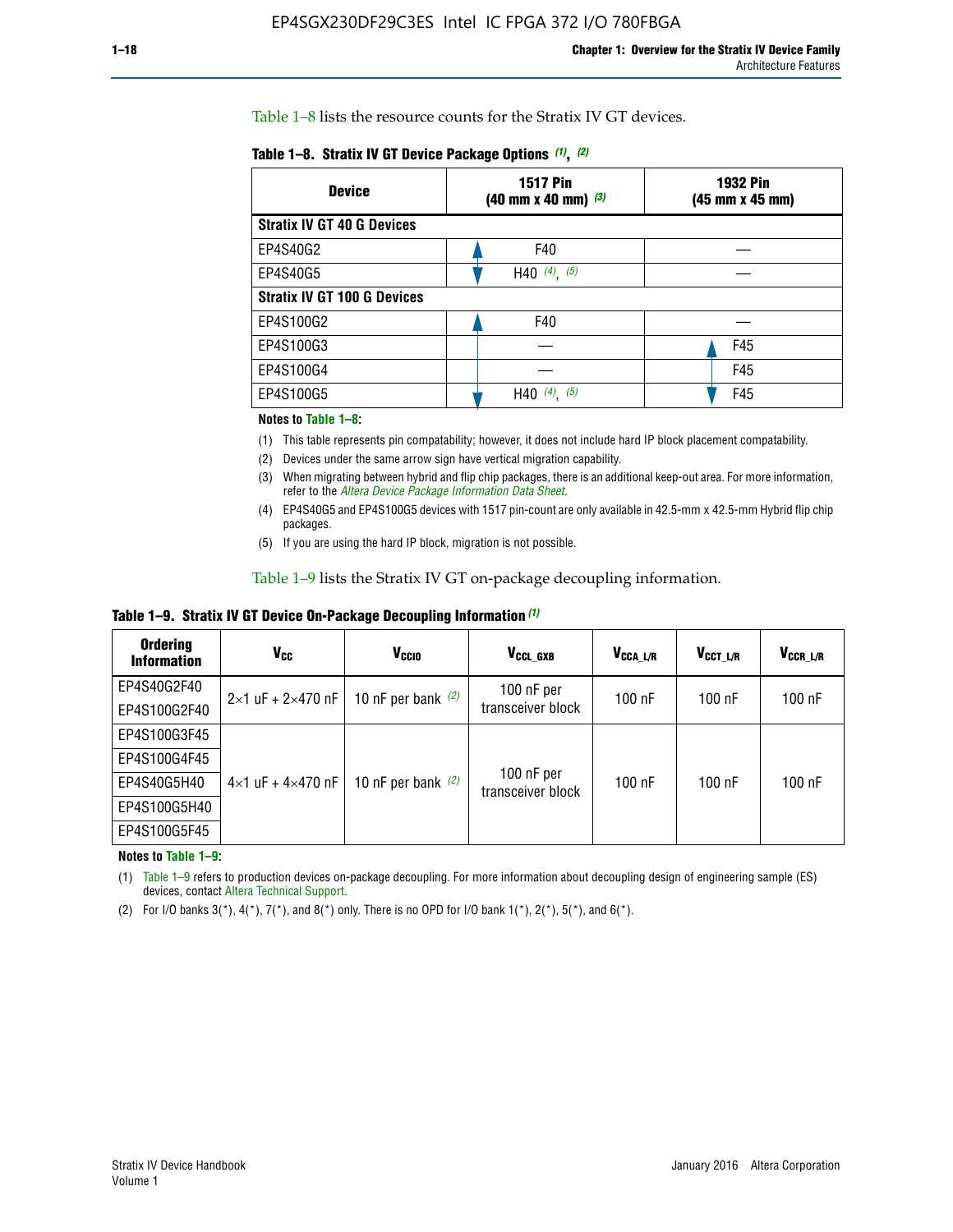Table 1–8 lists the resource counts for the Stratix IV GT devices.

**Table 1–8. Stratix IV GT Device Package Options (1), (2)**

| Device | 1517 Pin (40 mm x 40 mm) (3) | 1932 Pin (45 mm x 45 mm) |
|---|---|---|
| **Stratix IV GT 40 G Devices** | | |
| EP4S40G2 | F40 | — |
| EP4S40G5 | H40 (4), (5) | — |
| **Stratix IV GT 100 G Devices** | | |
| EP4S100G2 | F40 | — |
| EP4S100G3 | — | F45 |
| EP4S100G4 | — | F45 |
| EP4S100G5 | H40 (4), (5) | F45 |

**Notes to Table 1–8:**

(1) This table represents pin compatability; however, it does not include hard IP block placement compatability.

(2) Devices under the same arrow sign have vertical migration capability.

(3) When migrating between hybrid and flip chip packages, there is an additional keep-out area. For more information, refer to the *Altera Device Package Information Data Sheet*.

(4) EP4S40G5 and EP4S100G5 devices with 1517 pin-count are only available in 42.5-mm x 42.5-mm Hybrid flip chip packages.

(5) If you are using the hard IP block, migration is not possible.

Table 1–9 lists the Stratix IV GT on-package decoupling information.

**Table 1–9. Stratix IV GT Device On-Package Decoupling Information (1)**

| Ordering Information | $V_{CC}$ | $V_{CCIO}$ | $V_{CCL\_GXB}$ | $V_{CCA\_L/R}$ | $V_{CCT\_L/R}$ | $V_{CCR\_L/R}$ |
|---|---|---|---|---|---|---|
| EP4S40G2F40 | 2×1 uF + 2×470 nF | 10 nF per bank (2) | 100 nF per transceiver block | 100 nF | 100 nF | 100 nF |
| EP4S100G2F40 | | | | | | |
| EP4S100G3F45 | 4×1 uF + 4×470 nF | 10 nF per bank (2) | 100 nF per transceiver block | 100 nF | 100 nF | 100 nF |
| EP4S100G4F45 | | | | | | |
| EP4S40G5H40 | | | | | | |
| EP4S100G5H40 | | | | | | |
| EP4S100G5F45 | | | | | | |

**Notes to Table 1–9:**

(1) Table 1–9 refers to production devices on-package decoupling. For more information about decoupling design of engineering sample (ES) devices, contact Altera Technical Support.

(2) For I/O banks 3(*), 4(*), 7(*), and 8(*) only. There is no OPD for I/O bank 1(*), 2(*), 5(*), and 6(*).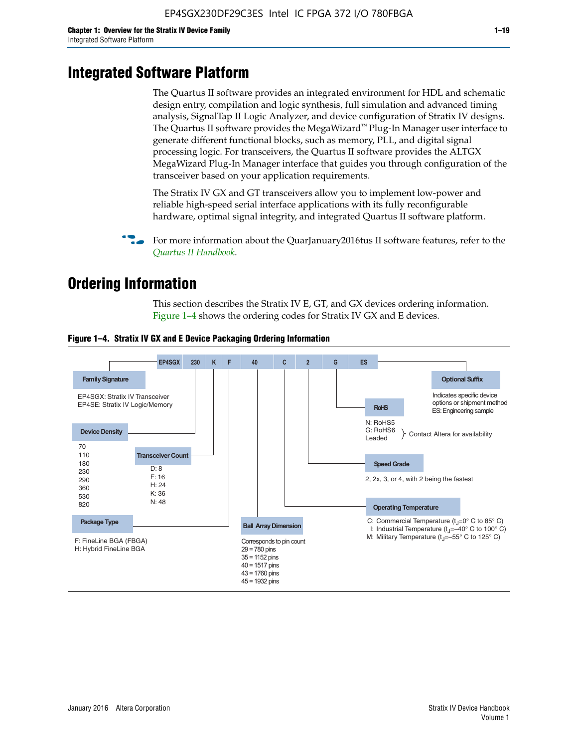# Integrated Software Platform

The Quartus II software provides an integrated environment for HDL and schematic design entry, compilation and logic synthesis, full simulation and advanced timing analysis, SignalTap II Logic Analyzer, and device configuration of Stratix IV designs. The Quartus II software provides the MegaWizard™ Plug-In Manager user interface to generate different functional blocks, such as memory, PLL, and digital signal processing logic. For transceivers, the Quartus II software provides the ALTGX MegaWizard Plug-In Manager interface that guides you through configuration of the transceiver based on your application requirements.

The Stratix IV GX and GT transceivers allow you to implement low-power and reliable high-speed serial interface applications with its fully reconfigurable hardware, optimal signal integrity, and integrated Quartus II software platform.

For more information about the QuarJanuary2016tus II software features, refer to the *Quartus II Handbook*.

# Ordering Information

This section describes the Stratix IV E, GT, and GX devices ordering information. Figure 1–4 shows the ordering codes for Stratix IV GX and E devices.

**Figure 1–4. Stratix IV GX and E Device Packaging Ordering Information**

EP4SGX | 230 | K | F | 40 | C | 2 | G | ES

**Family Signature**
- EP4SGX: Stratix IV Transceiver
- EP4SE: Stratix IV Logic/Memory

**Device Density**
70, 110, 180, 230, 290, 360, 530, 820

**Transceiver Count**
- D: 8
- F: 16
- H: 24
- K: 36
- N: 48

**Package Type**
- F: FineLine BGA (FBGA)
- H: Hybrid FineLine BGA

**Ball Array Dimension**
Corresponds to pin count
- 29 = 780 pins
- 35 = 1152 pins
- 40 = 1517 pins
- 43 = 1760 pins
- 45 = 1932 pins

**Operating Temperature**
- C: Commercial Temperature ($t_J$=0° C to 85° C)
- I: Industrial Temperature ($t_J$=–40° C to 100° C)
- M: Military Temperature ($t_J$=–55° C to 125° C)

**Speed Grade**
2, 2x, 3, or 4, with 2 being the fastest

**RoHS**
- N: RoHS5
- G: RoHS6
- Leaded

(N: RoHS5 and Leaded: Contact Altera for availability)

**Optional Suffix**
Indicates specific device options or shipment method
ES: Engineering sample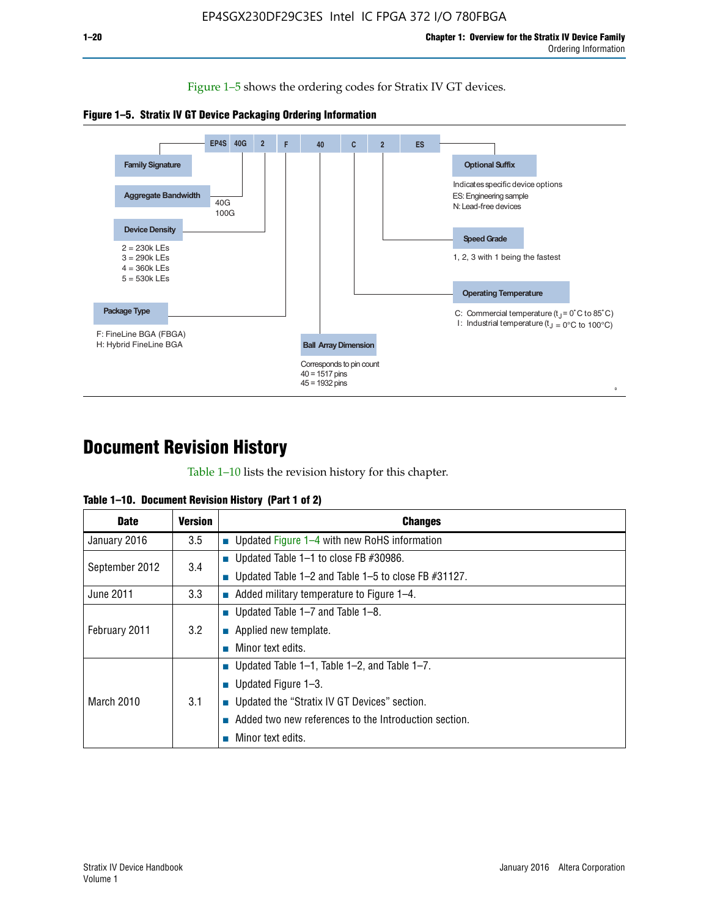Figure 1–5 shows the ordering codes for Stratix IV GT devices.

**Figure 1–5. Stratix IV GT Device Packaging Ordering Information**

EP4S 40G 2 F 40 C 2 ES

- **Family Signature**
- **Aggregate Bandwidth**: 40G, 100G
- **Device Density**: 2 = 230k LEs, 3 = 290k LEs, 4 = 360k LEs, 5 = 530k LEs
- **Package Type**: F: FineLine BGA (FBGA), H: Hybrid FineLine BGA
- **Ball Array Dimension**: Corresponds to pin count, 40 = 1517 pins, 45 = 1932 pins
- **Operating Temperature**: C: Commercial temperature ($t_J$ = 0°C to 85°C), I: Industrial temperature ($t_J$ = 0°C to 100°C)
- **Speed Grade**: 1, 2, 3 with 1 being the fastest
- **Optional Suffix**: Indicates specific device options, ES: Engineering sample, N: Lead-free devices

# Document Revision History

Table 1–10 lists the revision history for this chapter.

**Table 1–10. Document Revision History (Part 1 of 2)**

| Date | Version | Changes |
|---|---|---|
| January 2016 | 3.5 | ■ Updated Figure 1–4 with new RoHS information |
| September 2012 | 3.4 | ■ Updated Table 1–1 to close FB #30986.<br>■ Updated Table 1–2 and Table 1–5 to close FB #31127. |
| June 2011 | 3.3 | ■ Added military temperature to Figure 1–4. |
| February 2011 | 3.2 | ■ Updated Table 1–7 and Table 1–8.<br>■ Applied new template.<br>■ Minor text edits. |
| March 2010 | 3.1 | ■ Updated Table 1–1, Table 1–2, and Table 1–7.<br>■ Updated Figure 1–3.<br>■ Updated the “Stratix IV GT Devices” section.<br>■ Added two new references to the Introduction section.<br>■ Minor text edits. |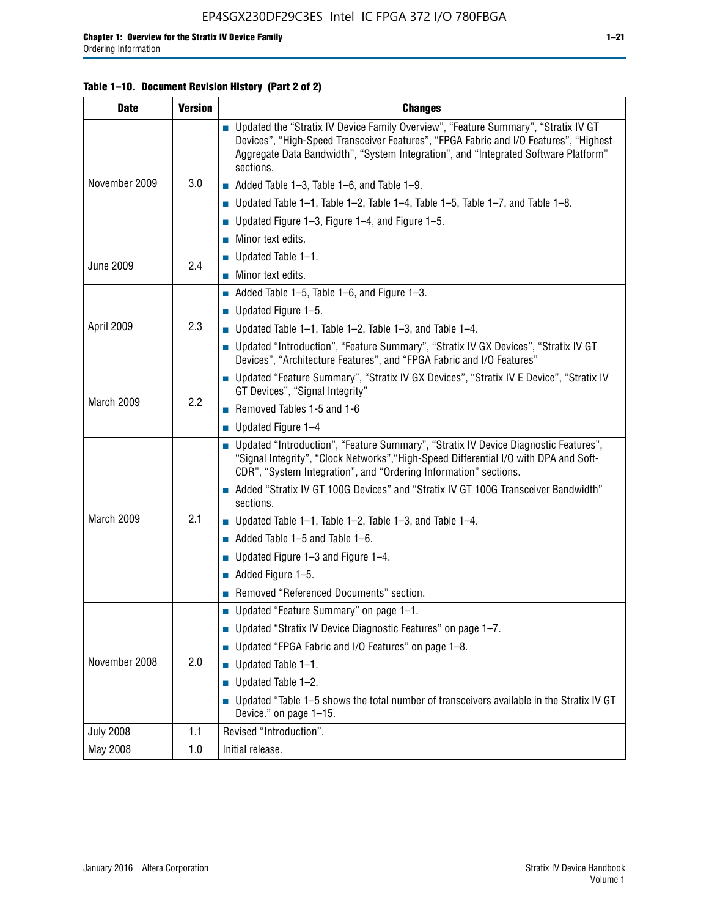**Table 1–10. Document Revision History (Part 2 of 2)**

| Date | Version | Changes |
|---|---|---|
| November 2009 | 3.0 | ■ Updated the “Stratix IV Device Family Overview”, “Feature Summary”, “Stratix IV GT Devices”, “High-Speed Transceiver Features”, “FPGA Fabric and I/O Features”, “Highest Aggregate Data Bandwidth”, “System Integration”, and “Integrated Software Platform” sections. ■ Added Table 1–3, Table 1–6, and Table 1–9. ■ Updated Table 1–1, Table 1–2, Table 1–4, Table 1–5, Table 1–7, and Table 1–8. ■ Updated Figure 1–3, Figure 1–4, and Figure 1–5. ■ Minor text edits. |
| June 2009 | 2.4 | ■ Updated Table 1–1. ■ Minor text edits. |
| April 2009 | 2.3 | ■ Added Table 1–5, Table 1–6, and Figure 1–3. ■ Updated Figure 1–5. ■ Updated Table 1–1, Table 1–2, Table 1–3, and Table 1–4. ■ Updated “Introduction”, “Feature Summary”, “Stratix IV GX Devices”, “Stratix IV GT Devices”, “Architecture Features”, and “FPGA Fabric and I/O Features” |
| March 2009 | 2.2 | ■ Updated “Feature Summary”, “Stratix IV GX Devices”, “Stratix IV E Device”, “Stratix IV GT Devices”, “Signal Integrity” ■ Removed Tables 1-5 and 1-6 ■ Updated Figure 1–4 |
| March 2009 | 2.1 | ■ Updated “Introduction”, “Feature Summary”, “Stratix IV Device Diagnostic Features”, “Signal Integrity”, “Clock Networks”,“High-Speed Differential I/O with DPA and Soft-CDR”, “System Integration”, and “Ordering Information” sections. ■ Added “Stratix IV GT 100G Devices” and “Stratix IV GT 100G Transceiver Bandwidth” sections. ■ Updated Table 1–1, Table 1–2, Table 1–3, and Table 1–4. ■ Added Table 1–5 and Table 1–6. ■ Updated Figure 1–3 and Figure 1–4. ■ Added Figure 1–5. ■ Removed “Referenced Documents” section. |
| November 2008 | 2.0 | ■ Updated “Feature Summary” on page 1–1. ■ Updated “Stratix IV Device Diagnostic Features” on page 1–7. ■ Updated “FPGA Fabric and I/O Features” on page 1–8. ■ Updated Table 1–1. ■ Updated Table 1–2. ■ Updated “Table 1–5 shows the total number of transceivers available in the Stratix IV GT Device.” on page 1–15. |
| July 2008 | 1.1 | Revised “Introduction”. |
| May 2008 | 1.0 | Initial release. |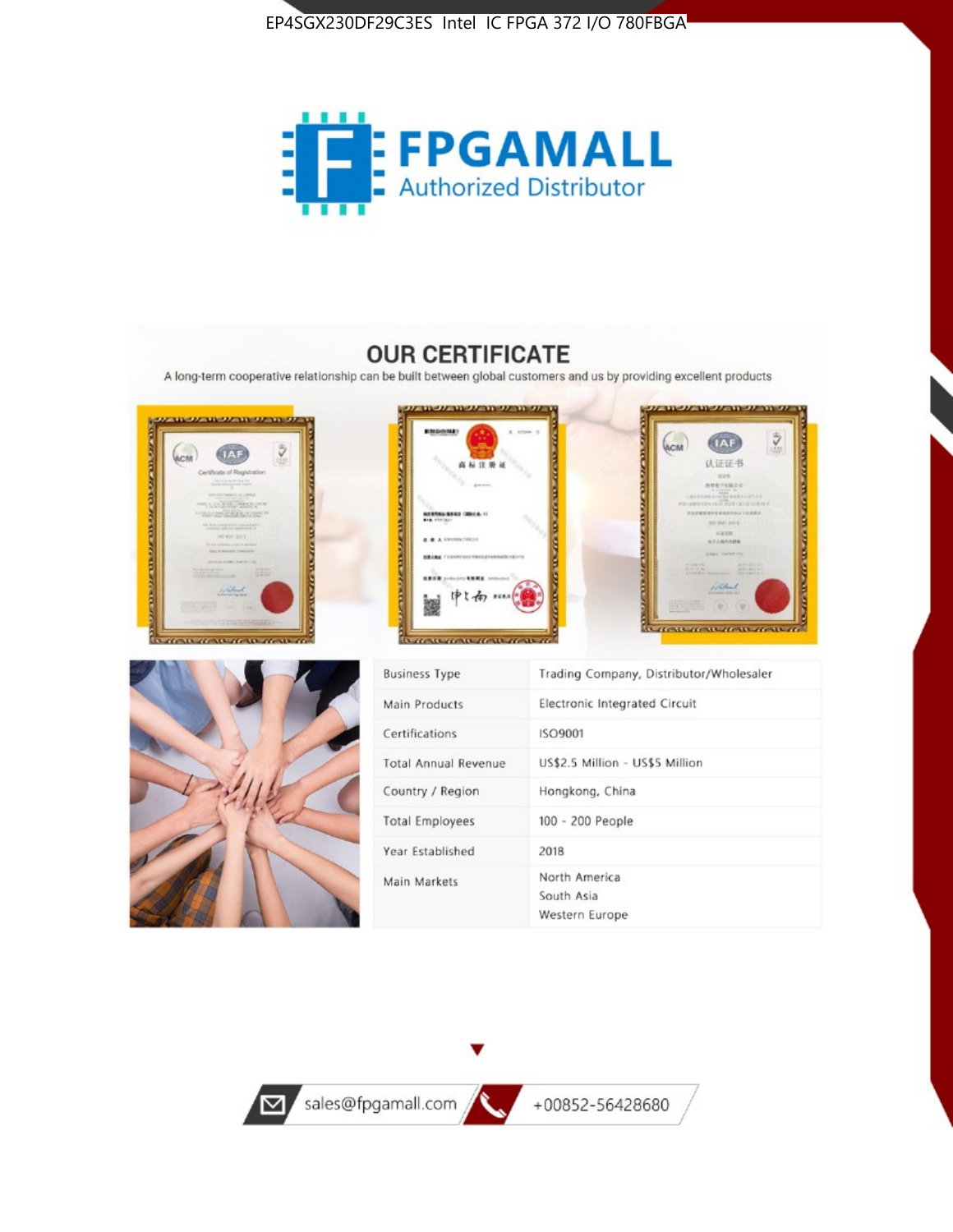FPGAMALL
Authorized Distributor

# OUR CERTIFICATE

A long-term cooperative relationship can be built between global customers and us by providing excellent products

| | |
|---|---|
| Business Type | Trading Company, Distributor/Wholesaler |
| Main Products | Electronic Integrated Circuit |
| Certifications | ISO9001 |
| Total Annual Revenue | US$2.5 Million - US$5 Million |
| Country / Region | Hongkong, China |
| Total Employees | 100 - 200 People |
| Year Established | 2018 |
| Main Markets | North America<br>South Asia<br>Western Europe |

sales@fpgamall.com

+00852-56428680